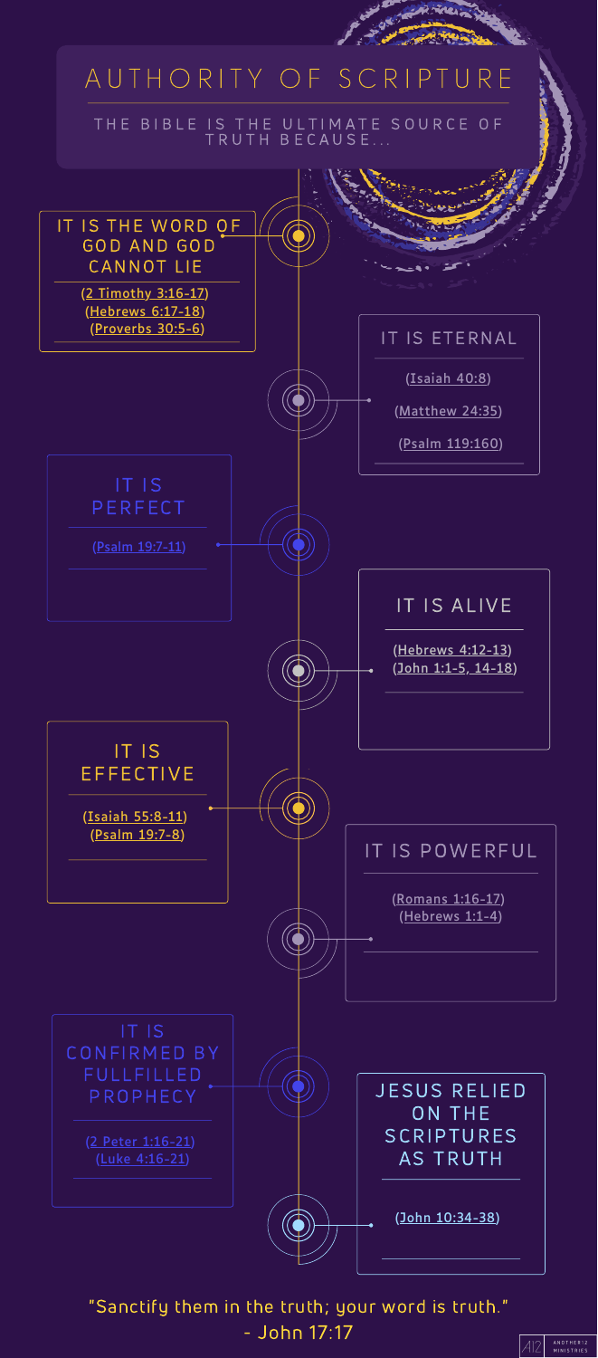# AUTHORITY OF SCRIPTURE

THE BIBLE IS THE ULTIMATE SOURCE OF TRUTH BECAUSE...

## IT IS THE WORD OF GOD AND GOD CANNOT LIE

(2 Timothy 3:16-17)
(Hebrews 6:17-18)
(Proverbs 30:5-6)

## IT IS ETERNAL

(Isaiah 40:8)

(Matthew 24:35)

(Psalm 119:160)

## IT IS PERFECT

(Psalm 19:7-11)

## IT IS ALIVE

(Hebrews 4:12-13)
(John 1:1-5, 14-18)

## IT IS EFFECTIVE

(Isaiah 55:8-11)
(Psalm 19:7-8)

## IT IS POWERFUL

(Romans 1:16-17)
(Hebrews 1:1-4)

## IT IS CONFIRMED BY FULLFILLED PROPHECY

(2 Peter 1:16-21)
(Luke 4:16-21)

## JESUS RELIED ON THE SCRIPTURES AS TRUTH

(John 10:34-38)

"Sanctify them in the truth; your word is truth."
- John 17:17

A12 ANOTHER12 MINISTRIES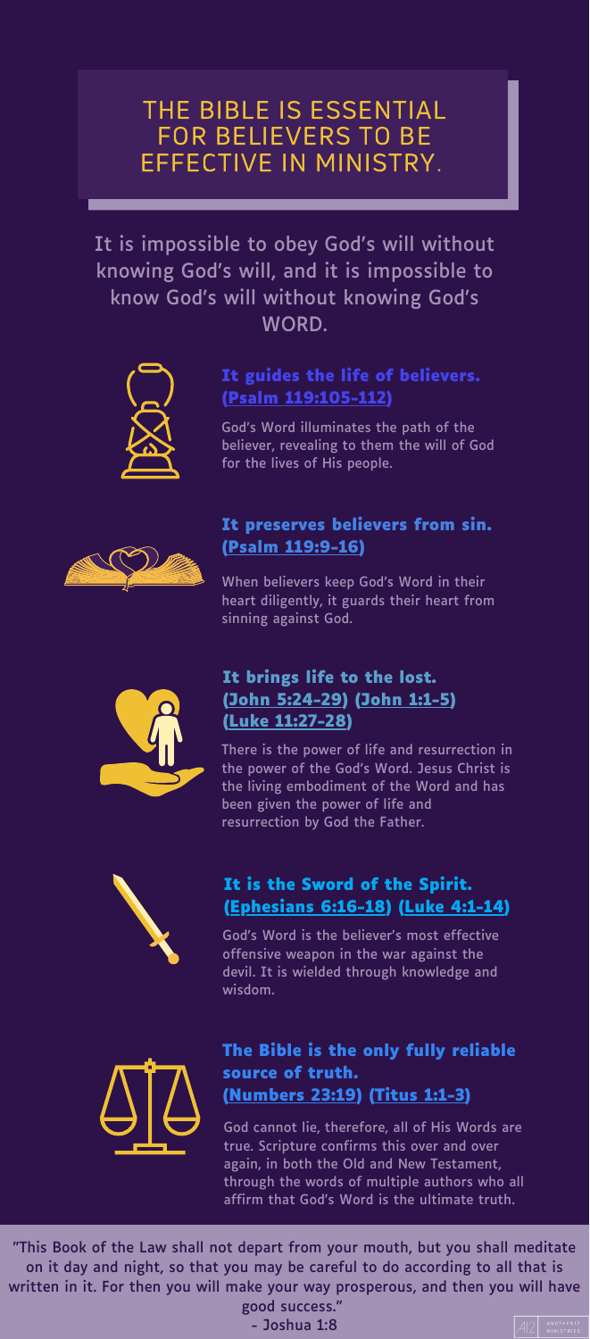# THE BIBLE IS ESSENTIAL FOR BELIEVERS TO BE EFFECTIVE IN MINISTRY.

It is impossible to obey God's will without knowing God's will, and it is impossible to know God's will without knowing God's WORD.

## It guides the life of believers. (Psalm 119:105-112)

God's Word illuminates the path of the believer, revealing to them the will of God for the lives of His people.

## It preserves believers from sin. (Psalm 119:9-16)

When believers keep God's Word in their heart diligently, it guards their heart from sinning against God.

## It brings life to the lost. (John 5:24-29) (John 1:1-5) (Luke 11:27-28)

There is the power of life and resurrection in the power of the God's Word. Jesus Christ is the living embodiment of the Word and has been given the power of life and resurrection by God the Father.

## It is the Sword of the Spirit. (Ephesians 6:16-18) (Luke 4:1-14)

God's Word is the believer's most effective offensive weapon in the war against the devil. It is wielded through knowledge and wisdom.

## The Bible is the only fully reliable source of truth. (Numbers 23:19) (Titus 1:1-3)

God cannot lie, therefore, all of His Words are true. Scripture confirms this over and over again, in both the Old and New Testament, through the words of multiple authors who all affirm that God's Word is the ultimate truth.

"This Book of the Law shall not depart from your mouth, but you shall meditate on it day and night, so that you may be careful to do according to all that is written in it. For then you will make your way prosperous, and then you will have good success."
- Joshua 1:8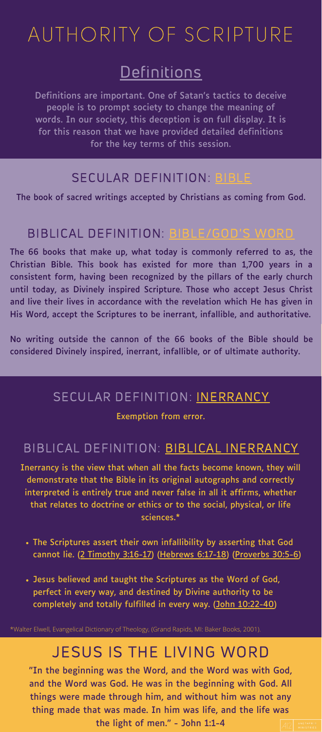# AUTHORITY OF SCRIPTURE

## Definitions

Definitions are important. One of Satan's tactics to deceive people is to prompt society to change the meaning of words. In our society, this deception is on full display. It is for this reason that we have provided detailed definitions for the key terms of this session.

### SECULAR DEFINITION: BIBLE

The book of sacred writings accepted by Christians as coming from God.

### BIBLICAL DEFINITION: BIBLE/GOD'S WORD

The 66 books that make up, what today is commonly referred to as, the Christian Bible. This book has existed for more than 1,700 years in a consistent form, having been recognized by the pillars of the early church until today, as Divinely inspired Scripture. Those who accept Jesus Christ and live their lives in accordance with the revelation which He has given in His Word, accept the Scriptures to be inerrant, infallible, and authoritative.

No writing outside the cannon of the 66 books of the Bible should be considered Divinely inspired, inerrant, infallible, or of ultimate authority.

### SECULAR DEFINITION: INERRANCY

Exemption from error.

### BIBLICAL DEFINITION: BIBLICAL INERRANCY

Inerrancy is the view that when all the facts become known, they will demonstrate that the Bible in its original autographs and correctly interpreted is entirely true and never false in all it affirms, whether that relates to doctrine or ethics or to the social, physical, or life sciences.*

- The Scriptures assert their own infallibility by asserting that God cannot lie. (2 Timothy 3:16-17) (Hebrews 6:17-18) (Proverbs 30:5-6)
- Jesus believed and taught the Scriptures as the Word of God, perfect in every way, and destined by Divine authority to be completely and totally fulfilled in every way. (John 10:22-40)

*Walter Elwell, Evangelical Dictionary of Theology, (Grand Rapids, MI: Baker Books, 2001).

## JESUS IS THE LIVING WORD

"In the beginning was the Word, and the Word was with God, and the Word was God. He was in the beginning with God. All things were made through him, and without him was not any thing made that was made. In him was life, and the life was the light of men." - John 1:1-4